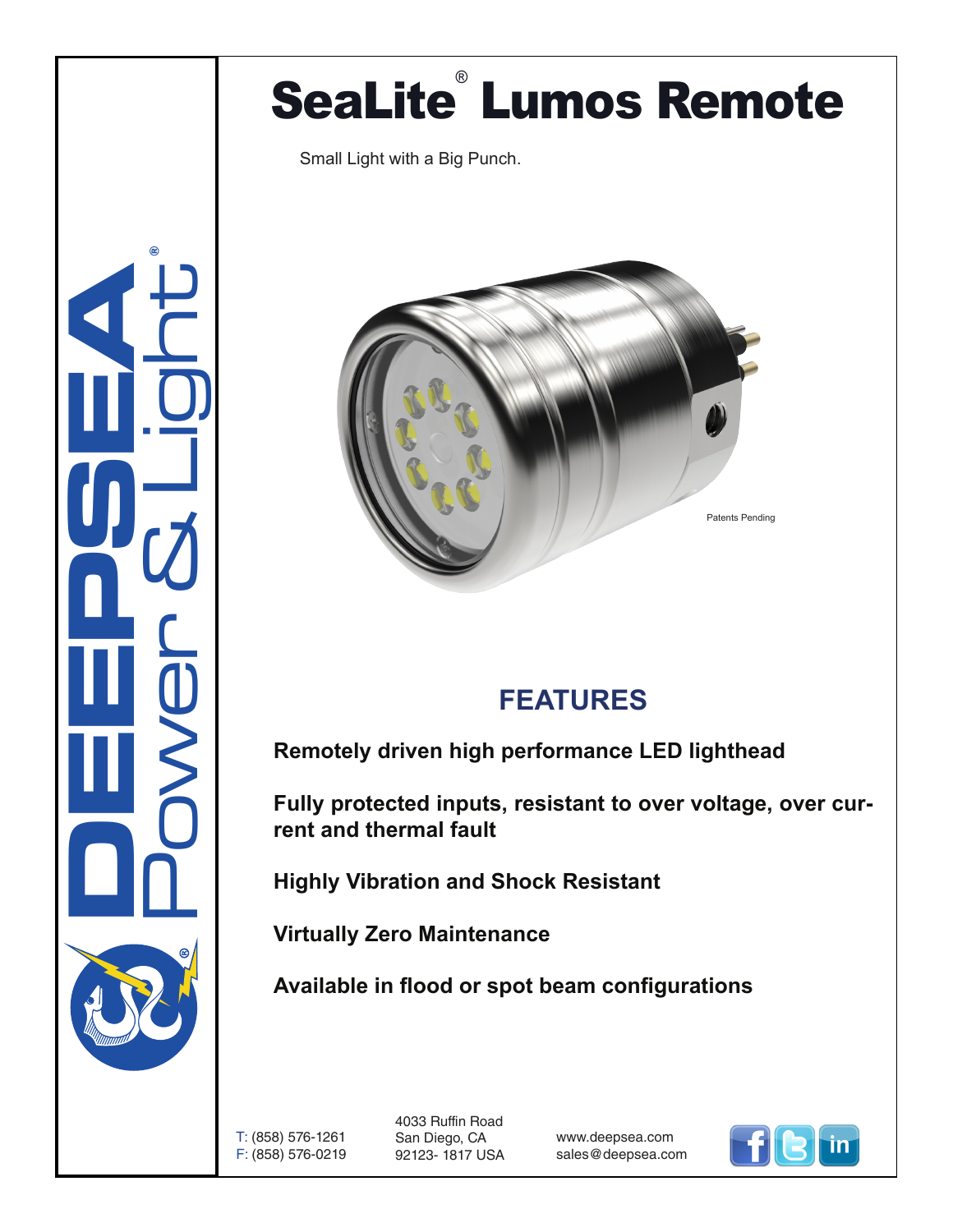# SeaLite® Lumos Remote

Small Light with a Big Punch.

Patents Pending

## FEATURES

**Remotely driven high performance LED lighthead**

**Fully protected inputs, resistant to over voltage, over current and thermal fault**

**Highly Vibration and Shock Resistant**

**Virtually Zero Maintenance**

**Available in flood or spot beam configurations**

T: (858) 576-1261
F: (858) 576-0219

4033 Ruffin Road
San Diego, CA
92123- 1817 USA

www.deepsea.com
sales@deepsea.com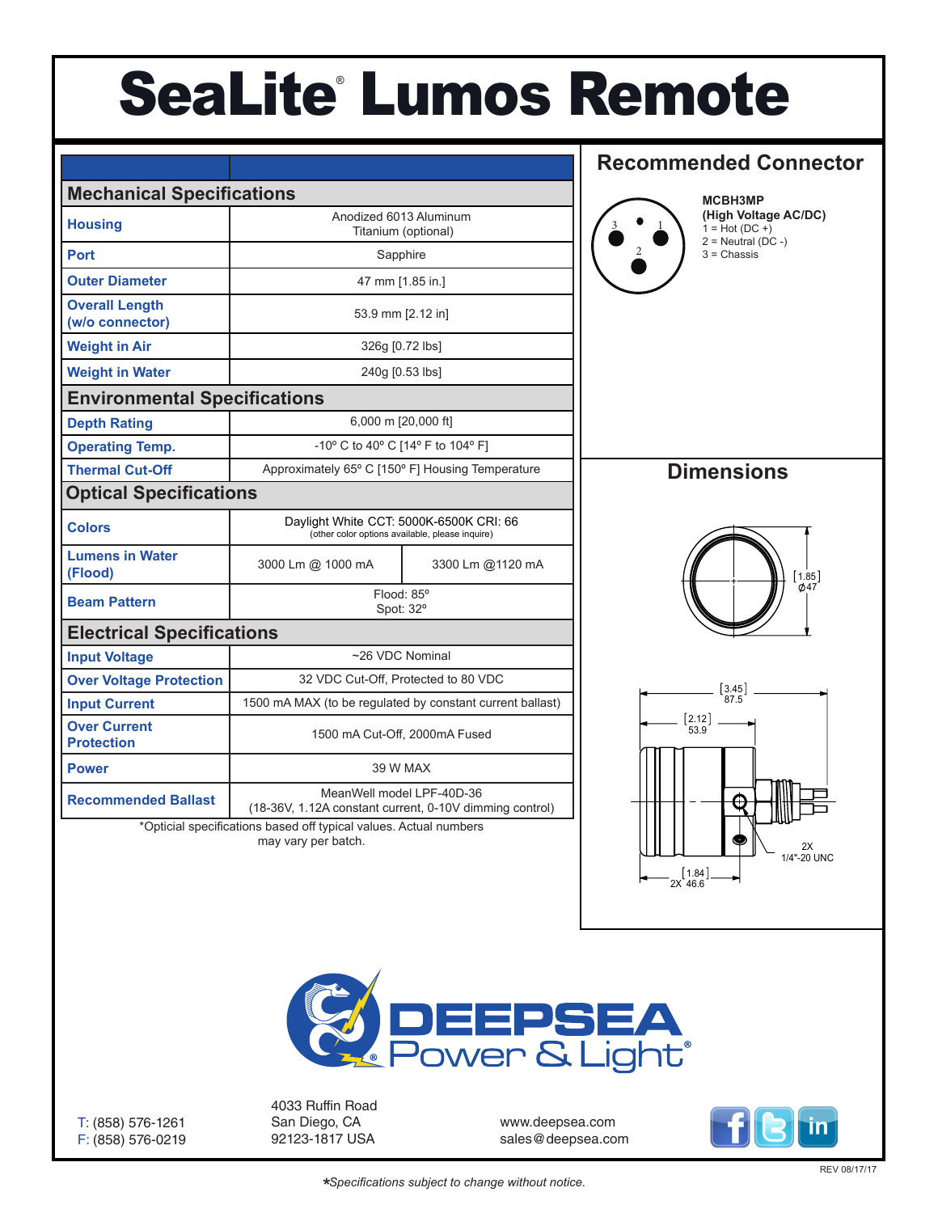# SeaLite® Lumos Remote

| | | |
|---|---|---|
| **Mechanical Specifications** | | |
| **Housing** | Anodized 6013 Aluminum Titanium (optional) | |
| **Port** | Sapphire | |
| **Outer Diameter** | 47 mm [1.85 in.] | |
| **Overall Length (w/o connector)** | 53.9 mm [2.12 in] | |
| **Weight in Air** | 326g [0.72 lbs] | |
| **Weight in Water** | 240g [0.53 lbs] | |
| **Environmental Specifications** | | |
| **Depth Rating** | 6,000 m [20,000 ft] | |
| **Operating Temp.** | -10º C to 40º C [14º F to 104º F] | |
| **Thermal Cut-Off** | Approximately 65º C [150º F] Housing Temperature | |
| **Optical Specifications** | | |
| **Colors** | Daylight White CCT: 5000K-6500K CRI: 66 (other color options available, please inquire) | |
| **Lumens in Water (Flood)** | 3000 Lm @ 1000 mA | 3300 Lm @1120 mA |
| **Beam Pattern** | Flood: 85º Spot: 32º | |
| **Electrical Specifications** | | |
| **Input Voltage** | ~26 VDC Nominal | |
| **Over Voltage Protection** | 32 VDC Cut-Off, Protected to 80 VDC | |
| **Input Current** | 1500 mA MAX (to be regulated by constant current ballast) | |
| **Over Current Protection** | 1500 mA Cut-Off, 2000mA Fused | |
| **Power** | 39 W MAX | |
| **Recommended Ballast** | MeanWell model LPF-40D-36 (18-36V, 1.12A constant current, 0-10V dimming control) | |

*Opticial specifications based off typical values. Actual numbers may vary per batch.

## Recommended Connector

**MCBH3MP**
**(High Voltage AC/DC)**
1 = Hot (DC +)
2 = Neutral (DC -)
3 = Chassis

## Dimensions

[1.85]
Ø47

[3.45]
87.5

[2.12]
53.9

2X
1/4"-20 UNC

[1.84]
2X 46.6

DEEPSEA Power & Light®

T: (858) 576-1261
F: (858) 576-0219

4033 Ruffin Road
San Diego, CA
92123-1817 USA

www.deepsea.com
sales@deepsea.com

REV 08/17/17

*Specifications subject to change without notice.*